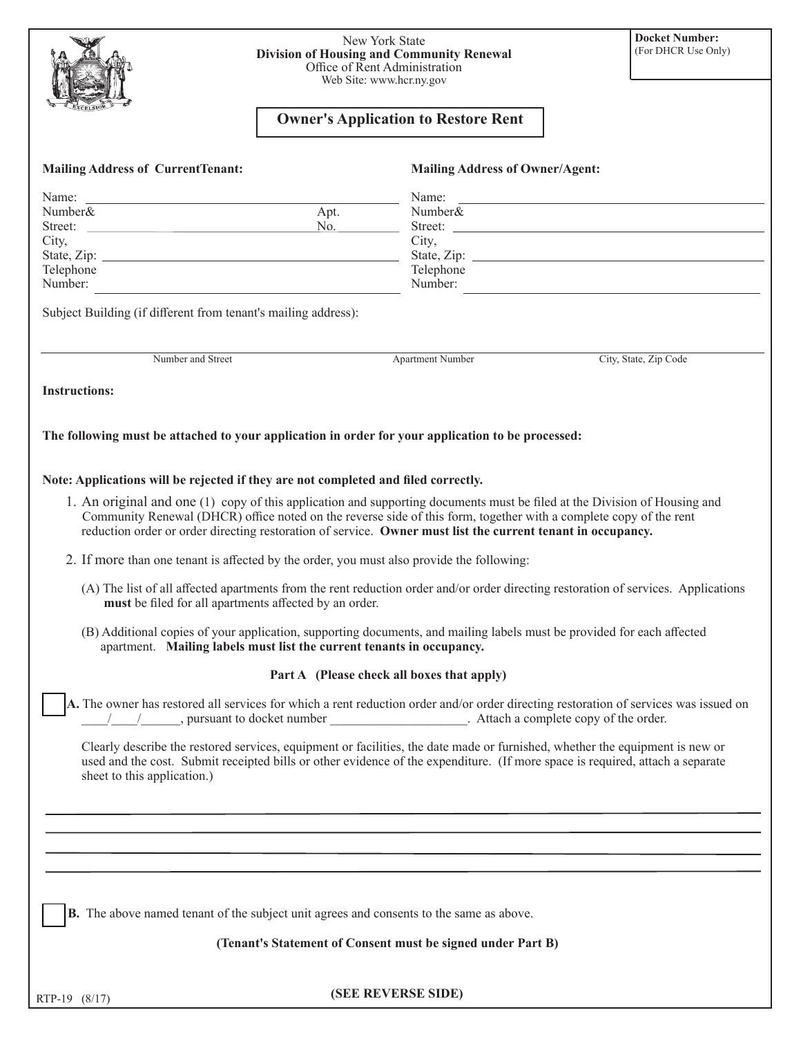New York State
**Division of Housing and Community Renewal**
Office of Rent Administration
Web Site: www.hcr.ny.gov

**Docket Number:**
(For DHCR Use Only)

# Owner's Application to Restore Rent

**Mailing Address of CurrentTenant:**

Name: ______________________________
Number& Street: ______________________ Apt. No. ________
City, State, Zip: ______________________
Telephone Number: ______________________

**Mailing Address of Owner/Agent:**

Name: ______________________________
Number& Street: ______________________
City, State, Zip: ______________________
Telephone Number: ______________________

Subject Building (if different from tenant's mailing address):

| Number and Street | Apartment Number | City, State, Zip Code |
|---|---|---|
| | | |

**Instructions:**

**The following must be attached to your application in order for your application to be processed:**

**Note: Applications will be rejected if they are not completed and filed correctly.**

1. An original and one (1) copy of this application and supporting documents must be filed at the Division of Housing and Community Renewal (DHCR) office noted on the reverse side of this form, together with a complete copy of the rent reduction order or order directing restoration of service. **Owner must list the current tenant in occupancy.**

2. If more than one tenant is affected by the order, you must also provide the following:

   (A) The list of all affected apartments from the rent reduction order and/or order directing restoration of services. Applications **must** be filed for all apartments affected by an order.

   (B) Additional copies of your application, supporting documents, and mailing labels must be provided for each affected apartment. **Mailing labels must list the current tenants in occupancy.**

**Part A (Please check all boxes that apply)**

☐ **A.** The owner has restored all services for which a rent reduction order and/or order directing restoration of services was issued on ____/____/______, pursuant to docket number ____________________. Attach a complete copy of the order.

Clearly describe the restored services, equipment or facilities, the date made or furnished, whether the equipment is new or used and the cost. Submit receipted bills or other evidence of the expenditure. (If more space is required, attach a separate sheet to this application.)

______________________________________________________________________
______________________________________________________________________
______________________________________________________________________
______________________________________________________________________

☐ **B.** The above named tenant of the subject unit agrees and consents to the same as above.

**(Tenant's Statement of Consent must be signed under Part B)**

RTP-19 (8/17)

**(SEE REVERSE SIDE)**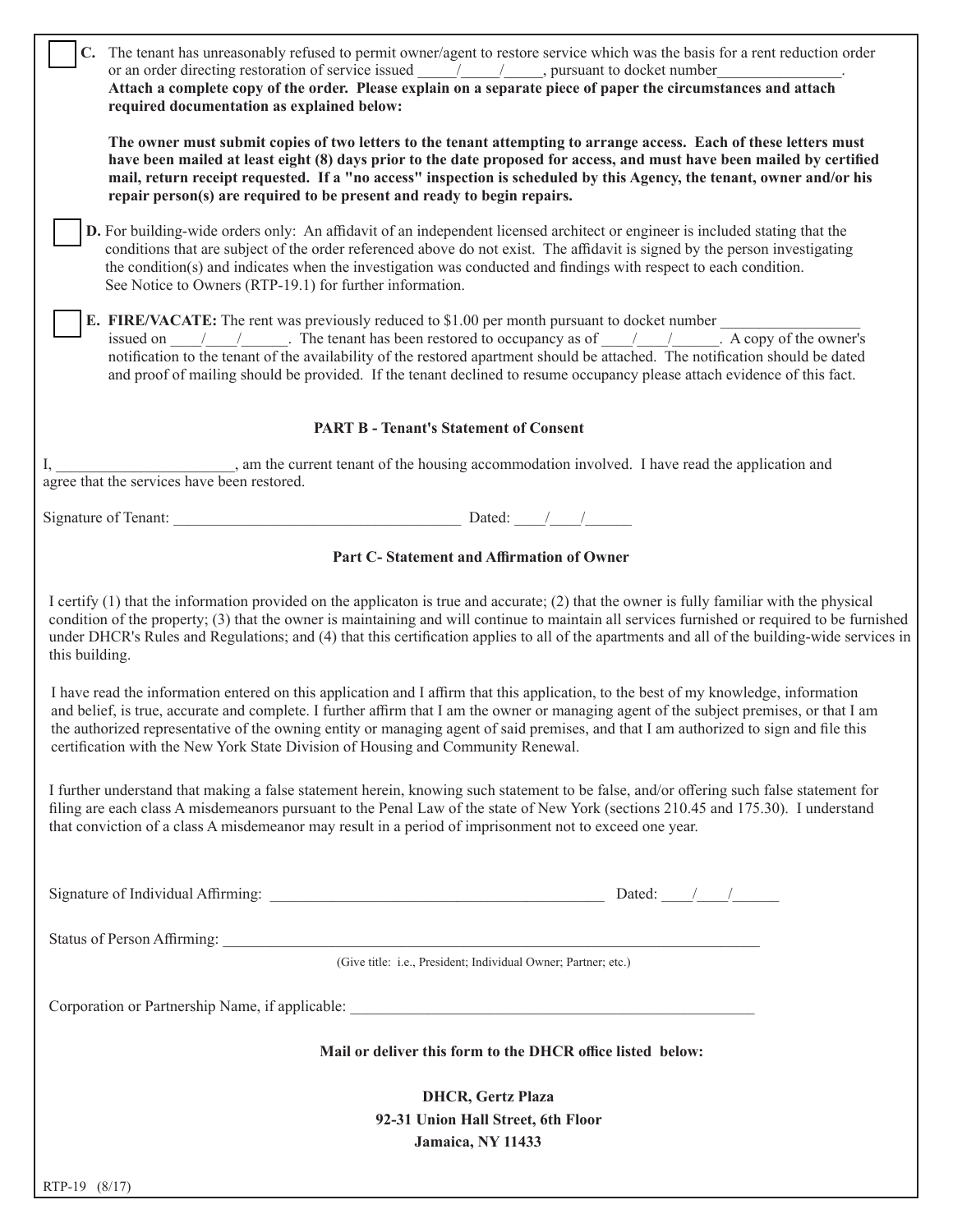☐ **C.** The tenant has unreasonably refused to permit owner/agent to restore service which was the basis for a rent reduction order or an order directing restoration of service issued _____/_____/_____, pursuant to docket number________________. **Attach a complete copy of the order. Please explain on a separate piece of paper the circumstances and attach required documentation as explained below:**

**The owner must submit copies of two letters to the tenant attempting to arrange access. Each of these letters must have been mailed at least eight (8) days prior to the date proposed for access, and must have been mailed by certified mail, return receipt requested. If a "no access" inspection is scheduled by this Agency, the tenant, owner and/or his repair person(s) are required to be present and ready to begin repairs.**

☐ **D.** For building-wide orders only: An affidavit of an independent licensed architect or engineer is included stating that the conditions that are subject of the order referenced above do not exist. The affidavit is signed by the person investigating the condition(s) and indicates when the investigation was conducted and findings with respect to each condition. See Notice to Owners (RTP-19.1) for further information.

☐ **E. FIRE/VACATE:** The rent was previously reduced to $1.00 per month pursuant to docket number _________________ issued on ____/____/______. The tenant has been restored to occupancy as of ____/____/______. A copy of the owner's notification to the tenant of the availability of the restored apartment should be attached. The notification should be dated and proof of mailing should be provided. If the tenant declined to resume occupancy please attach evidence of this fact.

## PART B - Tenant's Statement of Consent

I, ______________________, am the current tenant of the housing accommodation involved. I have read the application and agree that the services have been restored.

Signature of Tenant: ____________________________________ Dated: ____/____/______

## Part C- Statement and Affirmation of Owner

I certify (1) that the information provided on the applicaton is true and accurate; (2) that the owner is fully familiar with the physical condition of the property; (3) that the owner is maintaining and will continue to maintain all services furnished or required to be furnished under DHCR's Rules and Regulations; and (4) that this certification applies to all of the apartments and all of the building-wide services in this building.

I have read the information entered on this application and I affirm that this application, to the best of my knowledge, information and belief, is true, accurate and complete. I further affirm that I am the owner or managing agent of the subject premises, or that I am the authorized representative of the owning entity or managing agent of said premises, and that I am authorized to sign and file this certification with the New York State Division of Housing and Community Renewal.

I further understand that making a false statement herein, knowing such statement to be false, and/or offering such false statement for filing are each class A misdemeanors pursuant to the Penal Law of the state of New York (sections 210.45 and 175.30). I understand that conviction of a class A misdemeanor may result in a period of imprisonment not to exceed one year.

Signature of Individual Affirming: __________________________________________ Dated: ____/____/______

Status of Person Affirming: ________________________________________________________________________

(Give title: i.e., President; Individual Owner; Partner; etc.)

Corporation or Partnership Name, if applicable: ____________________________________________________

**Mail or deliver this form to the DHCR office listed below:**

**DHCR, Gertz Plaza**
**92-31 Union Hall Street, 6th Floor**
**Jamaica, NY 11433**

RTP-19 (8/17)